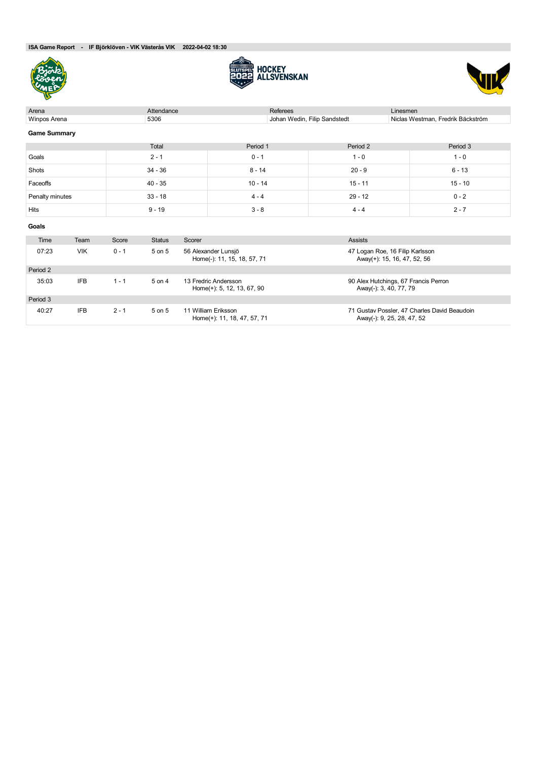**ISA Game Report - IF Björklöven - VIK Västerås VIK 2022-04-02 18:30**

| Arena | Attendance | Referees | Linesmen |
|---|---|---|---|
| Winpos Arena | 5306 | Johan Wedin, Filip Sandstedt | Niclas Westman, Fredrik Bäckström |

### Game Summary

| | Total | Period 1 | Period 2 | Period 3 |
|---|---|---|---|---|
| Goals | 2 - 1 | 0 - 1 | 1 - 0 | 1 - 0 |
| Shots | 34 - 36 | 8 - 14 | 20 - 9 | 6 - 13 |
| Faceoffs | 40 - 35 | 10 - 14 | 15 - 11 | 15 - 10 |
| Penalty minutes | 33 - 18 | 4 - 4 | 29 - 12 | 0 - 2 |
| Hits | 9 - 19 | 3 - 8 | 4 - 4 | 2 - 7 |

### Goals

| Time | Team | Score | Status | Scorer | Assists |
|---|---|---|---|---|---|
| 07:23 | VIK | 0 - 1 | 5 on 5 | 56 Alexander Lunsjö<br>Home(-): 11, 15, 18, 57, 71 | 47 Logan Roe, 16 Filip Karlsson<br>Away(+): 15, 16, 47, 52, 56 |
| Period 2 | | | | | |
| 35:03 | IFB | 1 - 1 | 5 on 4 | 13 Fredric Andersson<br>Home(+): 5, 12, 13, 67, 90 | 90 Alex Hutchings, 67 Francis Perron<br>Away(-): 3, 40, 77, 79 |
| Period 3 | | | | | |
| 40:27 | IFB | 2 - 1 | 5 on 5 | 11 William Eriksson<br>Home(+): 11, 18, 47, 57, 71 | 71 Gustav Possler, 47 Charles David Beaudoin<br>Away(-): 9, 25, 28, 47, 52 |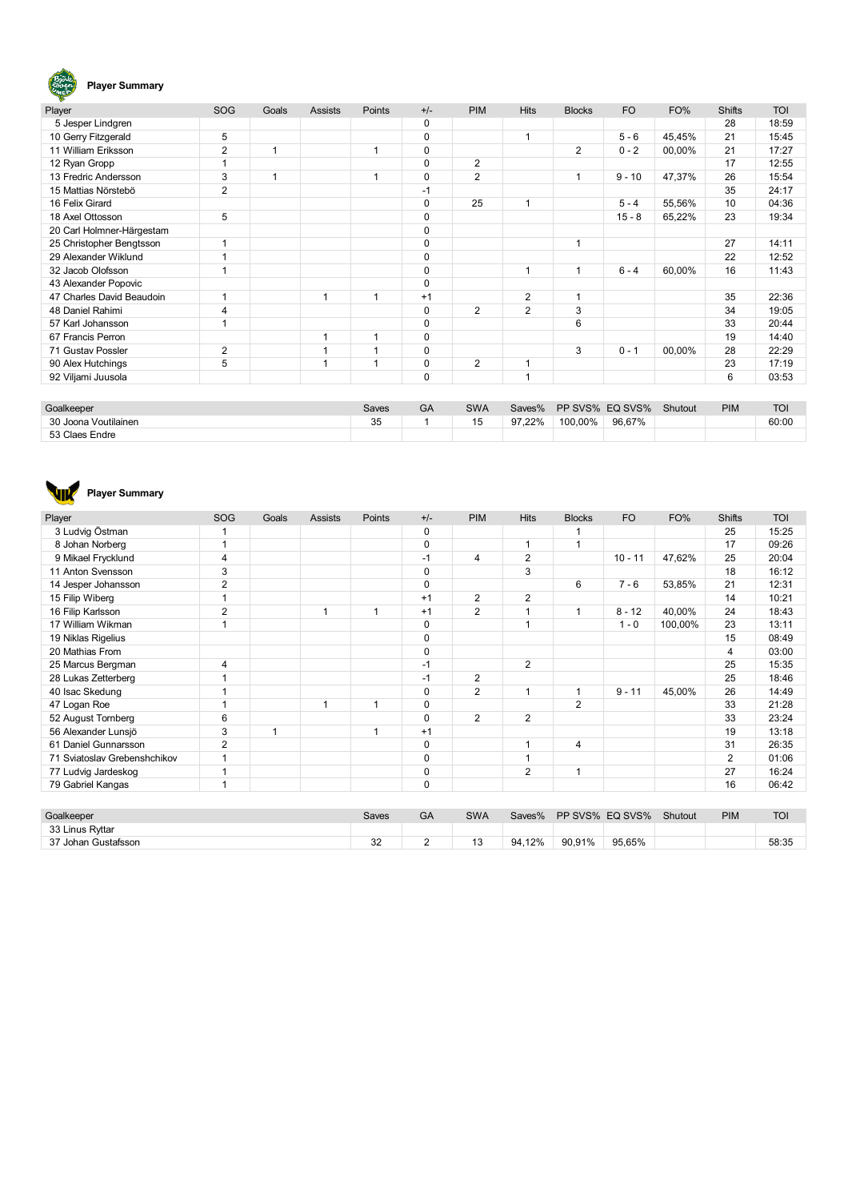## Player Summary

| Player | SOG | Goals | Assists | Points | +/- | PIM | Hits | Blocks | FO | FO% | Shifts | TOI |
|---|---|---|---|---|---|---|---|---|---|---|---|---|
| 5 Jesper Lindgren | | | | | 0 | | | | | | 28 | 18:59 |
| 10 Gerry Fitzgerald | 5 | | | | 0 | | 1 | | 5 - 6 | 45,45% | 21 | 15:45 |
| 11 William Eriksson | 2 | 1 | | 1 | 0 | | | 2 | 0 - 2 | 00,00% | 21 | 17:27 |
| 12 Ryan Gropp | 1 | | | | 0 | 2 | | | | | 17 | 12:55 |
| 13 Fredric Andersson | 3 | 1 | | 1 | 0 | 2 | | 1 | 9 - 10 | 47,37% | 26 | 15:54 |
| 15 Mattias Nörstebö | 2 | | | | -1 | | | | | | 35 | 24:17 |
| 16 Felix Girard | | | | | 0 | 25 | 1 | | 5 - 4 | 55,56% | 10 | 04:36 |
| 18 Axel Ottosson | 5 | | | | 0 | | | | 15 - 8 | 65,22% | 23 | 19:34 |
| 20 Carl Holmner-Hägerstam | | | | | 0 | | | | | | | |
| 25 Christopher Bengtsson | 1 | | | | 0 | | | 1 | | | 27 | 14:11 |
| 29 Alexander Wiklund | 1 | | | | 0 | | | | | | 22 | 12:52 |
| 32 Jacob Olofsson | 1 | | | | 0 | | 1 | 1 | 6 - 4 | 60,00% | 16 | 11:43 |
| 43 Alexander Popovic | | | | | 0 | | | | | | | |
| 47 Charles David Beaudoin | 1 | | 1 | 1 | +1 | | 2 | 1 | | | 35 | 22:36 |
| 48 Daniel Rahimi | 4 | | | | 0 | 2 | 2 | 3 | | | 34 | 19:05 |
| 57 Karl Johansson | 1 | | | | 0 | | | 6 | | | 33 | 20:44 |
| 67 Francis Perron | | | 1 | 1 | 0 | | | | | | 19 | 14:40 |
| 71 Gustav Possler | 2 | | 1 | 1 | 0 | | | 3 | 0 - 1 | 00,00% | 28 | 22:29 |
| 90 Alex Hutchings | 5 | | 1 | 1 | 0 | 2 | 1 | | | | 23 | 17:19 |
| 92 Viljami Juusola | | | | | 0 | | 1 | | | | 6 | 03:53 |

| Goalkeeper | Saves | GA | SWA | Saves% | PP SVS% | EQ SVS% | Shutout | PIM | TOI |
|---|---|---|---|---|---|---|---|---|---|
| 30 Joona Voutilainen | 35 | 1 | 15 | 97,22% | 100,00% | 96,67% | | | 60:00 |
| 53 Claes Endre | | | | | | | | | |

## Player Summary

| Player | SOG | Goals | Assists | Points | +/- | PIM | Hits | Blocks | FO | FO% | Shifts | TOI |
|---|---|---|---|---|---|---|---|---|---|---|---|---|
| 3 Ludvig Östman | 1 | | | | 0 | | | 1 | | | 25 | 15:25 |
| 8 Johan Norberg | 1 | | | | 0 | | 1 | 1 | | | 17 | 09:26 |
| 9 Mikael Frycklund | 4 | | | | -1 | 4 | 2 | | 10 - 11 | 47,62% | 25 | 20:04 |
| 11 Anton Svensson | 3 | | | | 0 | | 3 | | | | 18 | 16:12 |
| 14 Jesper Johansson | 2 | | | | 0 | | | 6 | 7 - 6 | 53,85% | 21 | 12:31 |
| 15 Filip Wiberg | 1 | | | | +1 | 2 | 2 | | | | 14 | 10:21 |
| 16 Filip Karlsson | 2 | | 1 | 1 | +1 | 2 | 1 | 1 | 8 - 12 | 40,00% | 24 | 18:43 |
| 17 William Wikman | 1 | | | | 0 | | 1 | | 1 - 0 | 100,00% | 23 | 13:11 |
| 19 Niklas Rigelius | | | | | 0 | | | | | | 15 | 08:49 |
| 20 Mathias From | | | | | 0 | | | | | | 4 | 03:00 |
| 25 Marcus Bergman | 4 | | | | -1 | | 2 | | | | 25 | 15:35 |
| 28 Lukas Zetterberg | 1 | | | | -1 | 2 | | | | | 25 | 18:46 |
| 40 Isac Skedung | 1 | | | | 0 | 2 | 1 | 1 | 9 - 11 | 45,00% | 26 | 14:49 |
| 47 Logan Roe | 1 | | 1 | 1 | 0 | | | 2 | | | 33 | 21:28 |
| 52 August Tornberg | 6 | | | | 0 | 2 | 2 | | | | 33 | 23:24 |
| 56 Alexander Lunsjö | 3 | 1 | | 1 | +1 | | | | | | 19 | 13:18 |
| 61 Daniel Gunnarsson | 2 | | | | 0 | | 1 | 4 | | | 31 | 26:35 |
| 71 Sviatoslav Grebenshchikov | 1 | | | | 0 | | 1 | | | | 2 | 01:06 |
| 77 Ludvig Jardeskog | 1 | | | | 0 | | 2 | 1 | | | 27 | 16:24 |
| 79 Gabriel Kangas | 1 | | | | 0 | | | | | | 16 | 06:42 |

| Goalkeeper | Saves | GA | SWA | Saves% | PP SVS% | EQ SVS% | Shutout | PIM | TOI |
|---|---|---|---|---|---|---|---|---|---|
| 33 Linus Ryttar | | | | | | | | | |
| 37 Johan Gustafsson | 32 | 2 | 13 | 94,12% | 90,91% | 95,65% | | | 58:35 |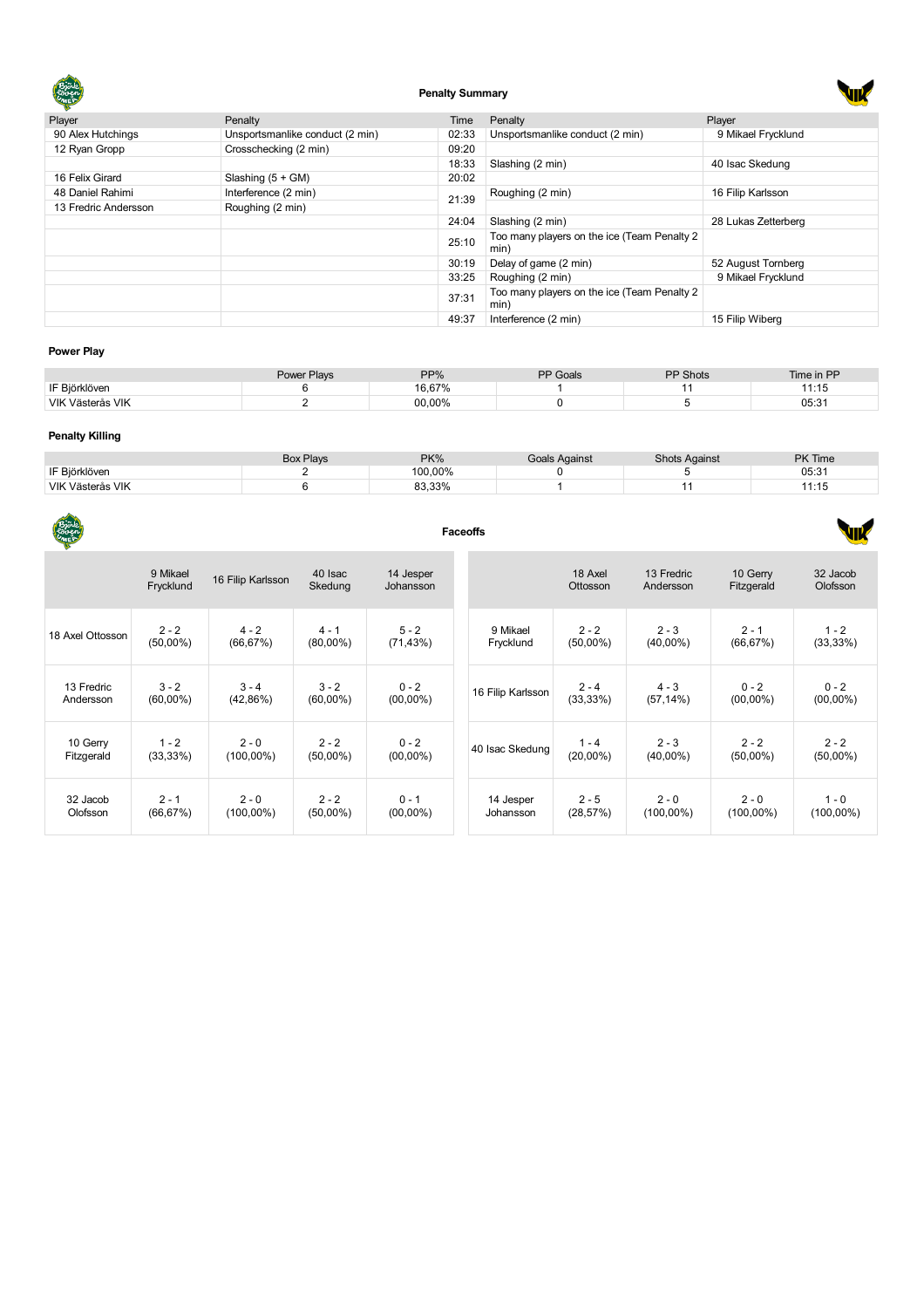## Penalty Summary

| Player | Penalty | Time | Penalty | Player |
|---|---|---|---|---|
| 90 Alex Hutchings | Unsportsmanlike conduct (2 min) | 02:33 | Unsportsmanlike conduct (2 min) | 9 Mikael Frycklund |
| 12 Ryan Gropp | Crosschecking (2 min) | 09:20 | | |
| | | 18:33 | Slashing (2 min) | 40 Isac Skedung |
| 16 Felix Girard | Slashing (5 + GM) | 20:02 | | |
| 48 Daniel Rahimi | Interference (2 min) | 21:39 | Roughing (2 min) | 16 Filip Karlsson |
| 13 Fredric Andersson | Roughing (2 min) | | | |
| | | 24:04 | Slashing (2 min) | 28 Lukas Zetterberg |
| | | 25:10 | Too many players on the ice (Team Penalty 2 min) | |
| | | 30:19 | Delay of game (2 min) | 52 August Tornberg |
| | | 33:25 | Roughing (2 min) | 9 Mikael Frycklund |
| | | 37:31 | Too many players on the ice (Team Penalty 2 min) | |
| | | 49:37 | Interference (2 min) | 15 Filip Wiberg |

### Power Play

| | Power Plays | PP% | PP Goals | PP Shots | Time in PP |
|---|---|---|---|---|---|
| IF Björklöven | 6 | 16,67% | 1 | 11 | 11:15 |
| VIK Västerås VIK | 2 | 00,00% | 0 | 5 | 05:31 |

### Penalty Killing

| | Box Plays | PK% | Goals Against | Shots Against | PK Time |
|---|---|---|---|---|---|
| IF Björklöven | 2 | 100,00% | 0 | 5 | 05:31 |
| VIK Västerås VIK | 6 | 83,33% | 1 | 11 | 11:15 |

## Faceoffs

| | 9 Mikael Frycklund | 16 Filip Karlsson | 40 Isac Skedung | 14 Jesper Johansson |
|---|---|---|---|---|
| 18 Axel Ottosson | 2 - 2 (50,00%) | 4 - 2 (66,67%) | 4 - 1 (80,00%) | 5 - 2 (71,43%) |
| 13 Fredric Andersson | 3 - 2 (60,00%) | 3 - 4 (42,86%) | 3 - 2 (60,00%) | 0 - 2 (00,00%) |
| 10 Gerry Fitzgerald | 1 - 2 (33,33%) | 2 - 0 (100,00%) | 2 - 2 (50,00%) | 0 - 2 (00,00%) |
| 32 Jacob Olofsson | 2 - 1 (66,67%) | 2 - 0 (100,00%) | 2 - 2 (50,00%) | 0 - 1 (00,00%) |

| | 18 Axel Ottosson | 13 Fredric Andersson | 10 Gerry Fitzgerald | 32 Jacob Olofsson |
|---|---|---|---|---|
| 9 Mikael Frycklund | 2 - 2 (50,00%) | 2 - 3 (40,00%) | 2 - 1 (66,67%) | 1 - 2 (33,33%) |
| 16 Filip Karlsson | 2 - 4 (33,33%) | 4 - 3 (57,14%) | 0 - 2 (00,00%) | 0 - 2 (00,00%) |
| 40 Isac Skedung | 1 - 4 (20,00%) | 2 - 3 (40,00%) | 2 - 2 (50,00%) | 2 - 2 (50,00%) |
| 14 Jesper Johansson | 2 - 5 (28,57%) | 2 - 0 (100,00%) | 2 - 0 (100,00%) | 1 - 0 (100,00%) |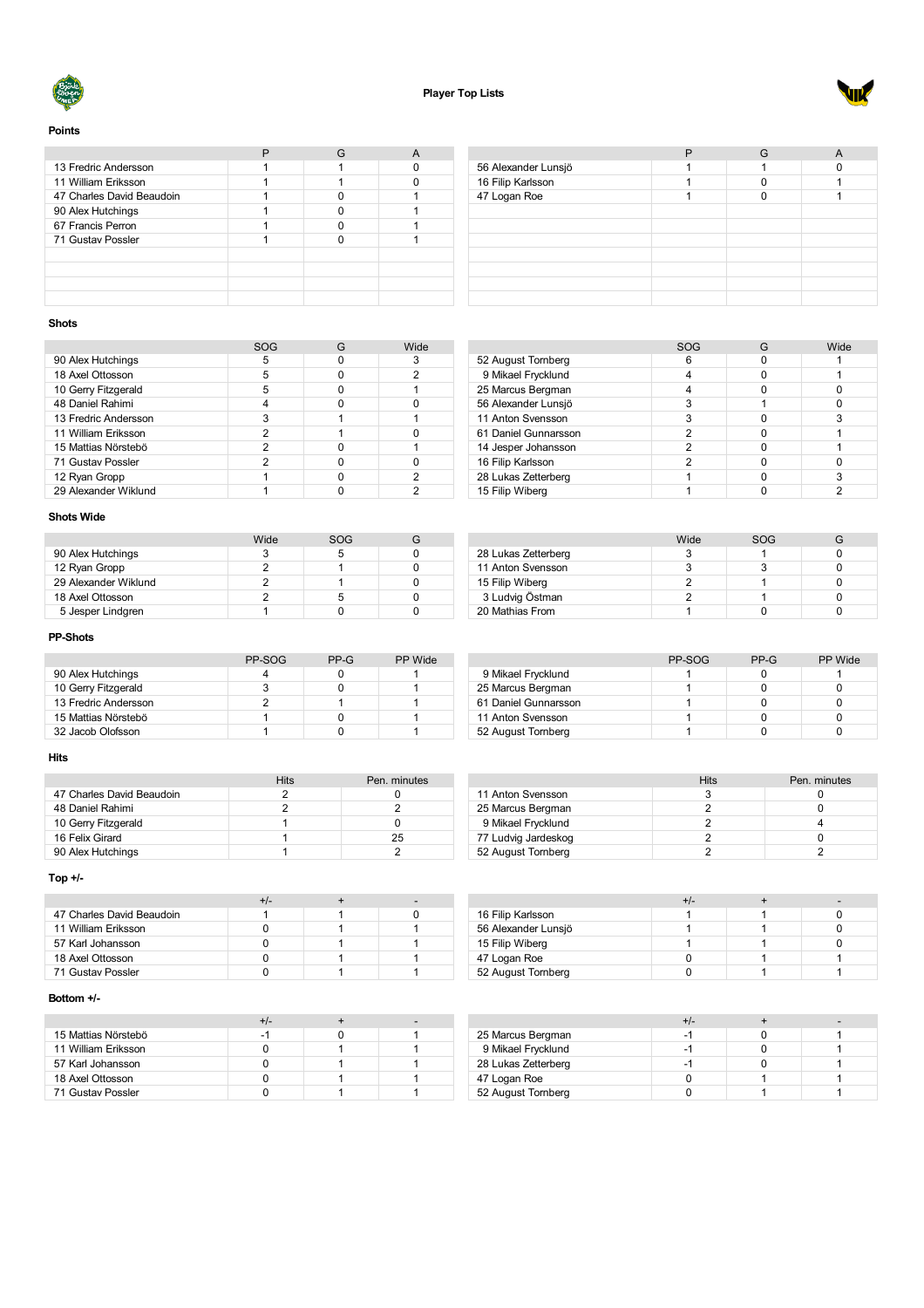# Player Top Lists

## Points

| | P | G | A |
|---|---|---|---|
| 13 Fredric Andersson | 1 | 1 | 0 |
| 11 William Eriksson | 1 | 1 | 0 |
| 47 Charles David Beaudoin | 1 | 0 | 1 |
| 90 Alex Hutchings | 1 | 0 | 1 |
| 67 Francis Perron | 1 | 0 | 1 |
| 71 Gustav Possler | 1 | 0 | 1 |

| | P | G | A |
|---|---|---|---|
| 56 Alexander Lunsjö | 1 | 1 | 0 |
| 16 Filip Karlsson | 1 | 0 | 1 |
| 47 Logan Roe | 1 | 0 | 1 |

## Shots

| | SOG | G | Wide |
|---|---|---|---|
| 90 Alex Hutchings | 5 | 0 | 3 |
| 18 Axel Ottosson | 5 | 0 | 2 |
| 10 Gerry Fitzgerald | 5 | 0 | 1 |
| 48 Daniel Rahimi | 4 | 0 | 0 |
| 13 Fredric Andersson | 3 | 1 | 1 |
| 11 William Eriksson | 2 | 1 | 0 |
| 15 Mattias Nörstebö | 2 | 0 | 1 |
| 71 Gustav Possler | 2 | 0 | 0 |
| 12 Ryan Gropp | 1 | 0 | 2 |
| 29 Alexander Wiklund | 1 | 0 | 2 |

| | SOG | G | Wide |
|---|---|---|---|
| 52 August Tornberg | 6 | 0 | 1 |
| 9 Mikael Frycklund | 4 | 0 | 1 |
| 25 Marcus Bergman | 4 | 0 | 0 |
| 56 Alexander Lunsjö | 3 | 1 | 0 |
| 11 Anton Svensson | 3 | 0 | 3 |
| 61 Daniel Gunnarsson | 2 | 0 | 1 |
| 14 Jesper Johansson | 2 | 0 | 1 |
| 16 Filip Karlsson | 2 | 0 | 0 |
| 28 Lukas Zetterberg | 1 | 0 | 3 |
| 15 Filip Wiberg | 1 | 0 | 2 |

## Shots Wide

| | Wide | SOG | G |
|---|---|---|---|
| 90 Alex Hutchings | 3 | 5 | 0 |
| 12 Ryan Gropp | 2 | 1 | 0 |
| 29 Alexander Wiklund | 2 | 1 | 0 |
| 18 Axel Ottosson | 2 | 5 | 0 |
| 5 Jesper Lindgren | 1 | 0 | 0 |

| | Wide | SOG | G |
|---|---|---|---|
| 28 Lukas Zetterberg | 3 | 1 | 0 |
| 11 Anton Svensson | 3 | 3 | 0 |
| 15 Filip Wiberg | 2 | 1 | 0 |
| 3 Ludvig Östman | 2 | 1 | 0 |
| 20 Mathias From | 1 | 0 | 0 |

## PP-Shots

| | PP-SOG | PP-G | PP Wide |
|---|---|---|---|
| 90 Alex Hutchings | 4 | 0 | 1 |
| 10 Gerry Fitzgerald | 3 | 0 | 1 |
| 13 Fredric Andersson | 2 | 1 | 1 |
| 15 Mattias Nörstebö | 1 | 0 | 1 |
| 32 Jacob Olofsson | 1 | 0 | 1 |

| | PP-SOG | PP-G | PP Wide |
|---|---|---|---|
| 9 Mikael Frycklund | 1 | 0 | 1 |
| 25 Marcus Bergman | 1 | 0 | 0 |
| 61 Daniel Gunnarsson | 1 | 0 | 0 |
| 11 Anton Svensson | 1 | 0 | 0 |
| 52 August Tornberg | 1 | 0 | 0 |

## Hits

| | Hits | Pen. minutes |
|---|---|---|
| 47 Charles David Beaudoin | 2 | 0 |
| 48 Daniel Rahimi | 2 | 2 |
| 10 Gerry Fitzgerald | 1 | 0 |
| 16 Felix Girard | 1 | 25 |
| 90 Alex Hutchings | 1 | 2 |

| | Hits | Pen. minutes |
|---|---|---|
| 11 Anton Svensson | 3 | 0 |
| 25 Marcus Bergman | 2 | 0 |
| 9 Mikael Frycklund | 2 | 4 |
| 77 Ludvig Jardeskog | 2 | 0 |
| 52 August Tornberg | 2 | 2 |

## Top +/-

| | +/- | + | - |
|---|---|---|---|
| 47 Charles David Beaudoin | 1 | 1 | 0 |
| 11 William Eriksson | 0 | 1 | 1 |
| 57 Karl Johansson | 0 | 1 | 1 |
| 18 Axel Ottosson | 0 | 1 | 1 |
| 71 Gustav Possler | 0 | 1 | 1 |

| | +/- | + | - |
|---|---|---|---|
| 16 Filip Karlsson | 1 | 1 | 0 |
| 56 Alexander Lunsjö | 1 | 1 | 0 |
| 15 Filip Wiberg | 1 | 1 | 0 |
| 47 Logan Roe | 0 | 1 | 1 |
| 52 August Tornberg | 0 | 1 | 1 |

## Bottom +/-

| | +/- | + | - |
|---|---|---|---|
| 15 Mattias Nörstebö | -1 | 0 | 1 |
| 11 William Eriksson | 0 | 1 | 1 |
| 57 Karl Johansson | 0 | 1 | 1 |
| 18 Axel Ottosson | 0 | 1 | 1 |
| 71 Gustav Possler | 0 | 1 | 1 |

| | +/- | + | - |
|---|---|---|---|
| 25 Marcus Bergman | -1 | 0 | 1 |
| 9 Mikael Frycklund | -1 | 0 | 1 |
| 28 Lukas Zetterberg | -1 | 0 | 1 |
| 47 Logan Roe | 0 | 1 | 1 |
| 52 August Tornberg | 0 | 1 | 1 |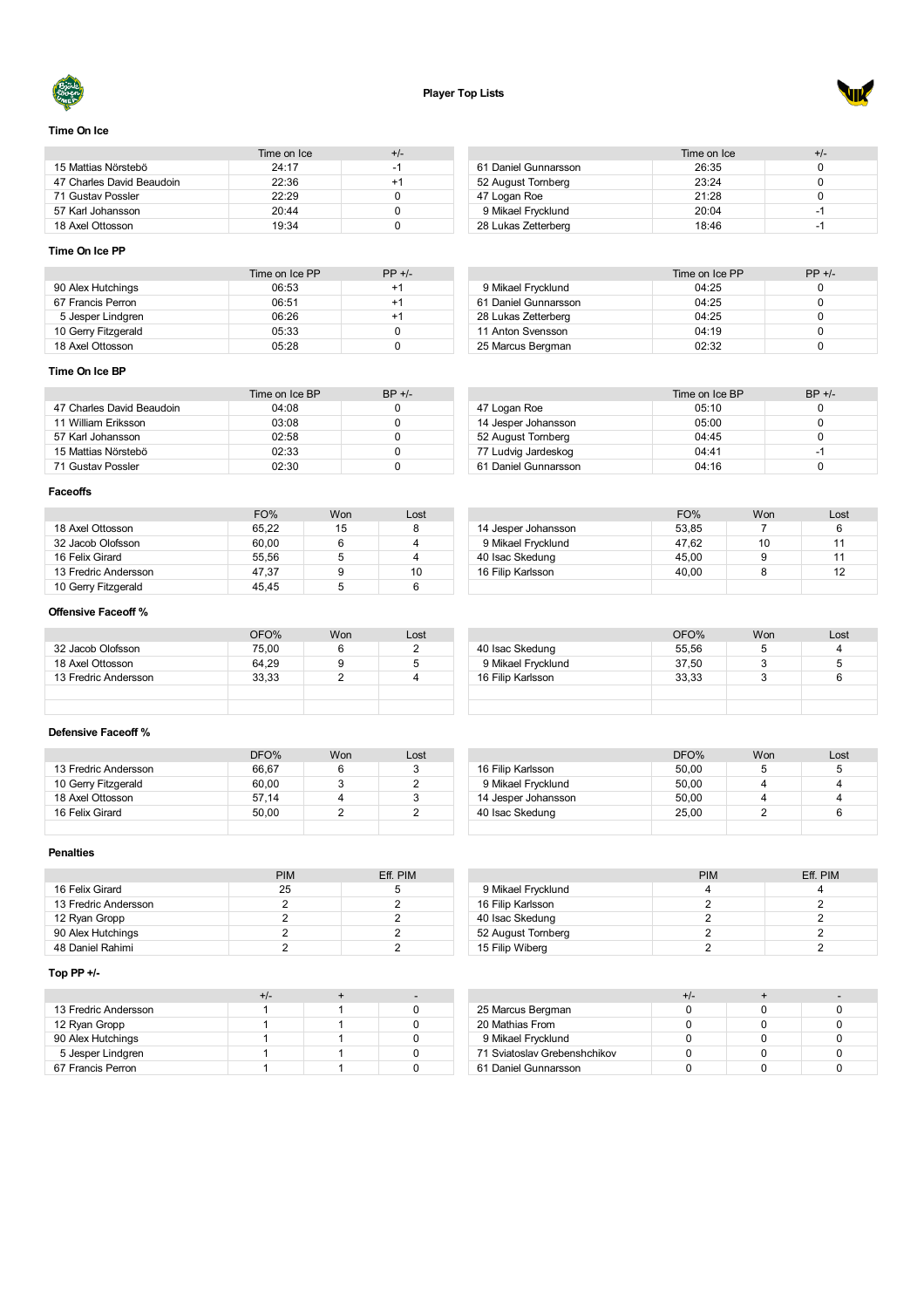## Player Top Lists

### Time On Ice

| | Time on Ice | +/- |
|---|---|---|
| 15 Mattias Nörstebö | 24:17 | -1 |
| 47 Charles David Beaudoin | 22:36 | +1 |
| 71 Gustav Possler | 22:29 | 0 |
| 57 Karl Johansson | 20:44 | 0 |
| 18 Axel Ottosson | 19:34 | 0 |

| | Time on Ice | +/- |
|---|---|---|
| 61 Daniel Gunnarsson | 26:35 | 0 |
| 52 August Tornberg | 23:24 | 0 |
| 47 Logan Roe | 21:28 | 0 |
| 9 Mikael Frycklund | 20:04 | -1 |
| 28 Lukas Zetterberg | 18:46 | -1 |

### Time On Ice PP

| | Time on Ice PP | PP +/- |
|---|---|---|
| 90 Alex Hutchings | 06:53 | +1 |
| 67 Francis Perron | 06:51 | +1 |
| 5 Jesper Lindgren | 06:26 | +1 |
| 10 Gerry Fitzgerald | 05:33 | 0 |
| 18 Axel Ottosson | 05:28 | 0 |

| | Time on Ice PP | PP +/- |
|---|---|---|
| 9 Mikael Frycklund | 04:25 | 0 |
| 61 Daniel Gunnarsson | 04:25 | 0 |
| 28 Lukas Zetterberg | 04:25 | 0 |
| 11 Anton Svensson | 04:19 | 0 |
| 25 Marcus Bergman | 02:32 | 0 |

### Time On Ice BP

| | Time on Ice BP | BP +/- |
|---|---|---|
| 47 Charles David Beaudoin | 04:08 | 0 |
| 11 William Eriksson | 03:08 | 0 |
| 57 Karl Johansson | 02:58 | 0 |
| 15 Mattias Nörstebö | 02:33 | 0 |
| 71 Gustav Possler | 02:30 | 0 |

| | Time on Ice BP | BP +/- |
|---|---|---|
| 47 Logan Roe | 05:10 | 0 |
| 14 Jesper Johansson | 05:00 | 0 |
| 52 August Tornberg | 04:45 | 0 |
| 77 Ludvig Jardeskog | 04:41 | -1 |
| 61 Daniel Gunnarsson | 04:16 | 0 |

### Faceoffs

| | FO% | Won | Lost |
|---|---|---|---|
| 18 Axel Ottosson | 65,22 | 15 | 8 |
| 32 Jacob Olofsson | 60,00 | 6 | 4 |
| 16 Felix Girard | 55,56 | 5 | 4 |
| 13 Fredric Andersson | 47,37 | 9 | 10 |
| 10 Gerry Fitzgerald | 45,45 | 5 | 6 |

| | FO% | Won | Lost |
|---|---|---|---|
| 14 Jesper Johansson | 53,85 | 7 | 6 |
| 9 Mikael Frycklund | 47,62 | 10 | 11 |
| 40 Isac Skedung | 45,00 | 9 | 11 |
| 16 Filip Karlsson | 40,00 | 8 | 12 |

### Offensive Faceoff %

| | OFO% | Won | Lost |
|---|---|---|---|
| 32 Jacob Olofsson | 75,00 | 6 | 2 |
| 18 Axel Ottosson | 64,29 | 9 | 5 |
| 13 Fredric Andersson | 33,33 | 2 | 4 |

| | OFO% | Won | Lost |
|---|---|---|---|
| 40 Isac Skedung | 55,56 | 5 | 4 |
| 9 Mikael Frycklund | 37,50 | 3 | 5 |
| 16 Filip Karlsson | 33,33 | 3 | 6 |

### Defensive Faceoff %

| | DFO% | Won | Lost |
|---|---|---|---|
| 13 Fredric Andersson | 66,67 | 6 | 3 |
| 10 Gerry Fitzgerald | 60,00 | 3 | 2 |
| 18 Axel Ottosson | 57,14 | 4 | 3 |
| 16 Felix Girard | 50,00 | 2 | 2 |

| | DFO% | Won | Lost |
|---|---|---|---|
| 16 Filip Karlsson | 50,00 | 5 | 5 |
| 9 Mikael Frycklund | 50,00 | 4 | 4 |
| 14 Jesper Johansson | 50,00 | 4 | 4 |
| 40 Isac Skedung | 25,00 | 2 | 6 |

### Penalties

| | PIM | Eff. PIM |
|---|---|---|
| 16 Felix Girard | 25 | 5 |
| 13 Fredric Andersson | 2 | 2 |
| 12 Ryan Gropp | 2 | 2 |
| 90 Alex Hutchings | 2 | 2 |
| 48 Daniel Rahimi | 2 | 2 |

| | PIM | Eff. PIM |
|---|---|---|
| 9 Mikael Frycklund | 4 | 4 |
| 16 Filip Karlsson | 2 | 2 |
| 40 Isac Skedung | 2 | 2 |
| 52 August Tornberg | 2 | 2 |
| 15 Filip Wiberg | 2 | 2 |

### Top PP +/-

| | +/- | + | - |
|---|---|---|---|
| 13 Fredric Andersson | 1 | 1 | 0 |
| 12 Ryan Gropp | 1 | 1 | 0 |
| 90 Alex Hutchings | 1 | 1 | 0 |
| 5 Jesper Lindgren | 1 | 1 | 0 |
| 67 Francis Perron | 1 | 1 | 0 |

| | +/- | + | - |
|---|---|---|---|
| 25 Marcus Bergman | 0 | 0 | 0 |
| 20 Mathias From | 0 | 0 | 0 |
| 9 Mikael Frycklund | 0 | 0 | 0 |
| 71 Sviatoslav Grebenshchikov | 0 | 0 | 0 |
| 61 Daniel Gunnarsson | 0 | 0 | 0 |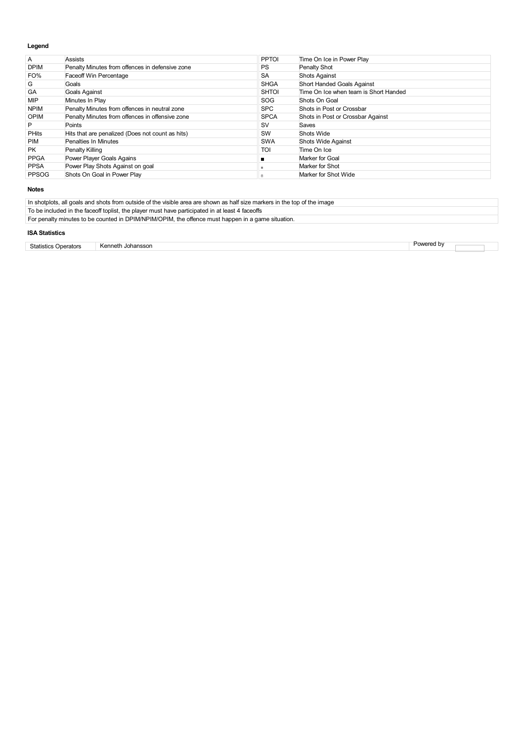**Legend**

| | | | |
|---|---|---|---|
| A | Assists | PPTOI | Time On Ice in Power Play |
| DPIM | Penalty Minutes from offences in defensive zone | PS | Penalty Shot |
| FO% | Faceoff Win Percentage | SA | Shots Against |
| G | Goals | SHGA | Short Handed Goals Against |
| GA | Goals Against | SHTOI | Time On Ice when team is Short Handed |
| MIP | Minutes In Play | SOG | Shots On Goal |
| NPIM | Penalty Minutes from offences in neutral zone | SPC | Shots in Post or Crossbar |
| OPIM | Penalty Minutes from offences in offensive zone | SPCA | Shots in Post or Crossbar Against |
| P | Points | SV | Saves |
| PHits | Hits that are penalized (Does not count as hits) | SW | Shots Wide |
| PIM | Penalties In Minutes | SWA | Shots Wide Against |
| PK | Penalty Killing | TOI | Time On Ice |
| PPGA | Power Player Goals Agains | ■ | Marker for Goal |
| PPSA | Power Play Shots Against on goal | ▪ | Marker for Shot |
| PPSOG | Shots On Goal in Power Play | ▫ | Marker for Shot Wide |

**Notes**

| |
|---|
| In shotplots, all goals and shots from outside of the visible area are shown as half size markers in the top of the image |
| To be included in the faceoff toplist, the player must have participated in at least 4 faceoffs |
| For penalty minutes to be counted in DPIM/NPIM/OPIM, the offence must happen in a game situation. |

**ISA Statistics**

| | | |
|---|---|---|
| Statistics Operators | Kenneth Johansson | Powered by |